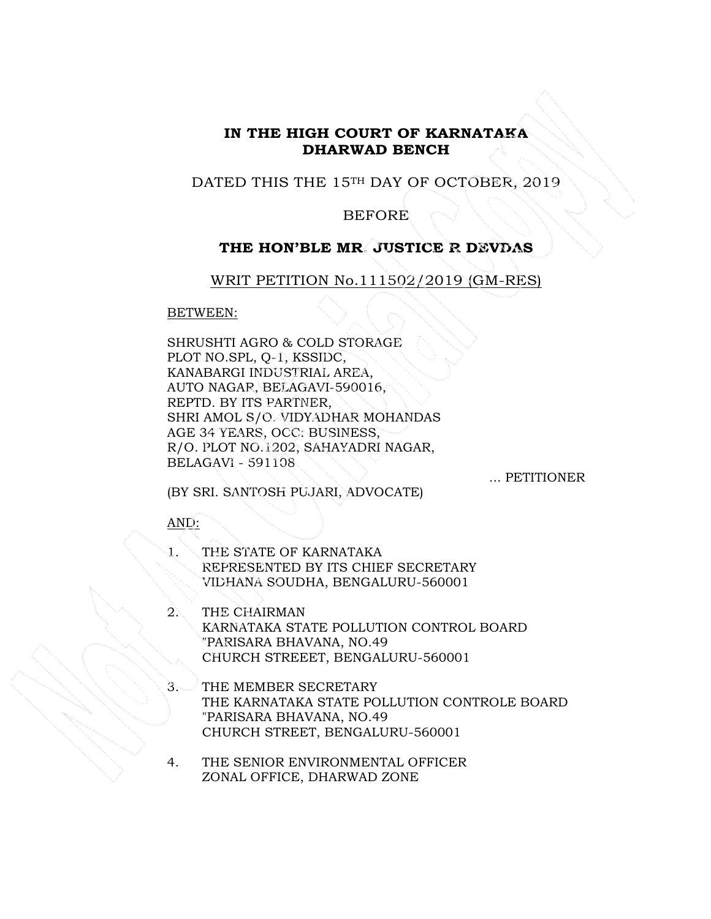**IN THE HIGH COURT OF KARNATAKA**
**DHARWAD BENCH**

DATED THIS THE 15TH DAY OF OCTOBER, 2019

BEFORE

**THE HON'BLE MR. JUSTICE R DEVDAS**

WRIT PETITION No.111502/2019 (GM-RES)

BETWEEN:

SHRUSHTI AGRO & COLD STORAGE
PLOT NO.SPL, Q-1, KSSIDC,
KANABARGI INDUSTRIAL AREA,
AUTO NAGAR, BELAGAVI-590016,
REPTD. BY ITS PARTNER,
SHRI AMOL S/O. VIDYADHAR MOHANDAS
AGE 34 YEARS, OCC: BUSINESS,
R/O. PLOT NO.1202, SAHAYADRI NAGAR,
BELAGAVI - 591108

... PETITIONER

(BY SRI. SANTOSH PUJARI, ADVOCATE)

AND:

1. THE STATE OF KARNATAKA
   REPRESENTED BY ITS CHIEF SECRETARY
   VIDHANA SOUDHA, BENGALURU-560001

2. THE CHAIRMAN
   KARNATAKA STATE POLLUTION CONTROL BOARD
   "PARISARA BHAVANA, NO.49
   CHURCH STREEET, BENGALURU-560001

3. THE MEMBER SECRETARY
   THE KARNATAKA STATE POLLUTION CONTROLE BOARD
   "PARISARA BHAVANA, NO.49
   CHURCH STREET, BENGALURU-560001

4. THE SENIOR ENVIRONMENTAL OFFICER
   ZONAL OFFICE, DHARWAD ZONE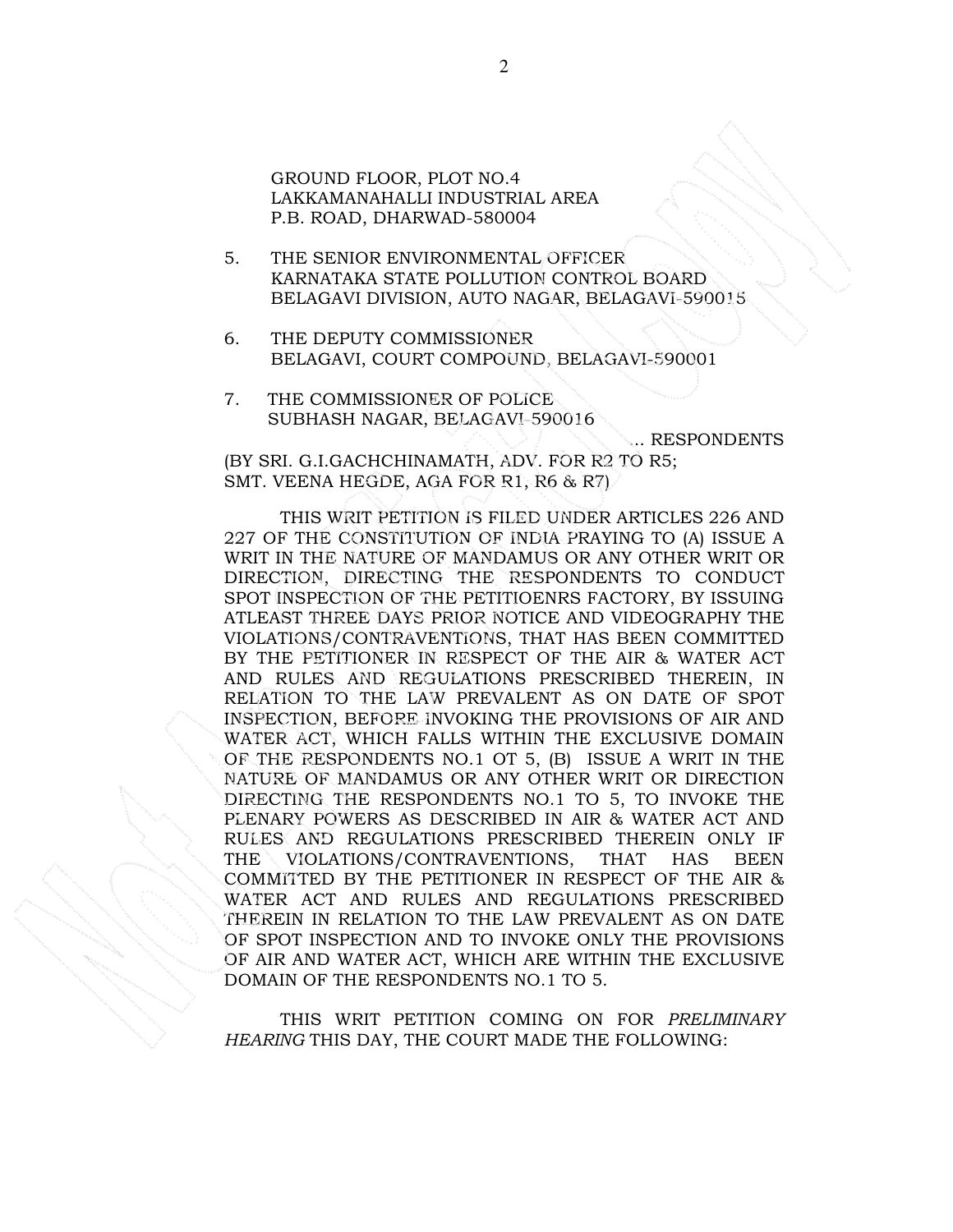GROUND FLOOR, PLOT NO.4
LAKKAMANAHALLI INDUSTRIAL AREA
P.B. ROAD, DHARWAD-580004

5. THE SENIOR ENVIRONMENTAL OFFICER
   KARNATAKA STATE POLLUTION CONTROL BOARD
   BELAGAVI DIVISION, AUTO NAGAR, BELAGAVI-590015

6. THE DEPUTY COMMISSIONER
   BELAGAVI, COURT COMPOUND, BELAGAVI-590001

7. THE COMMISSIONER OF POLICE
   SUBHASH NAGAR, BELAGAVI-590016

... RESPONDENTS

(BY SRI. G.I.GACHCHINAMATH, ADV. FOR R2 TO R5;
SMT. VEENA HEGDE, AGA FOR R1, R6 & R7)

THIS WRIT PETITION IS FILED UNDER ARTICLES 226 AND 227 OF THE CONSTITUTION OF INDIA PRAYING TO (A) ISSUE A WRIT IN THE NATURE OF MANDAMUS OR ANY OTHER WRIT OR DIRECTION, DIRECTING THE RESPONDENTS TO CONDUCT SPOT INSPECTION OF THE PETITIOENRS FACTORY, BY ISSUING ATLEAST THREE DAYS PRIOR NOTICE AND VIDEOGRAPHY THE VIOLATIONS/CONTRAVENTIONS, THAT HAS BEEN COMMITTED BY THE PETITIONER IN RESPECT OF THE AIR & WATER ACT AND RULES AND REGULATIONS PRESCRIBED THEREIN, IN RELATION TO THE LAW PREVALENT AS ON DATE OF SPOT INSPECTION, BEFORE INVOKING THE PROVISIONS OF AIR AND WATER ACT, WHICH FALLS WITHIN THE EXCLUSIVE DOMAIN OF THE RESPONDENTS NO.1 OT 5, (B) ISSUE A WRIT IN THE NATURE OF MANDAMUS OR ANY OTHER WRIT OR DIRECTION DIRECTING THE RESPONDENTS NO.1 TO 5, TO INVOKE THE PLENARY POWERS AS DESCRIBED IN AIR & WATER ACT AND RULES AND REGULATIONS PRESCRIBED THEREIN ONLY IF THE VIOLATIONS/CONTRAVENTIONS, THAT HAS BEEN COMMITTED BY THE PETITIONER IN RESPECT OF THE AIR & WATER ACT AND RULES AND REGULATIONS PRESCRIBED THEREIN IN RELATION TO THE LAW PREVALENT AS ON DATE OF SPOT INSPECTION AND TO INVOKE ONLY THE PROVISIONS OF AIR AND WATER ACT, WHICH ARE WITHIN THE EXCLUSIVE DOMAIN OF THE RESPONDENTS NO.1 TO 5.

THIS WRIT PETITION COMING ON FOR *PRELIMINARY HEARING* THIS DAY, THE COURT MADE THE FOLLOWING: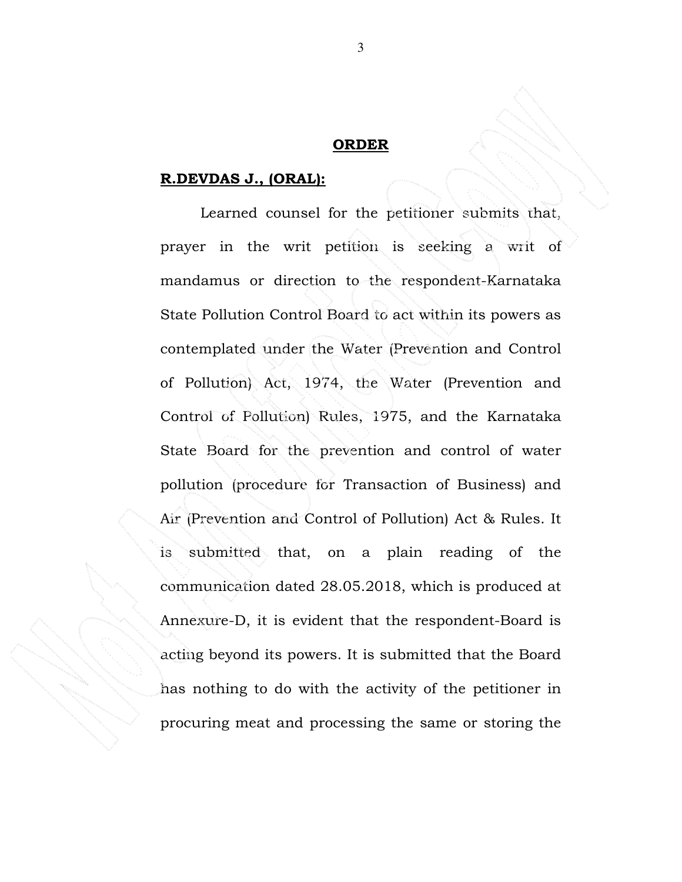**ORDER**

**R.DEVDAS J., (ORAL):**

Learned counsel for the petitioner submits that, prayer in the writ petition is seeking a writ of mandamus or direction to the respondent-Karnataka State Pollution Control Board to act within its powers as contemplated under the Water (Prevention and Control of Pollution) Act, 1974, the Water (Prevention and Control of Pollution) Rules, 1975, and the Karnataka State Board for the prevention and control of water pollution (procedure for Transaction of Business) and Air (Prevention and Control of Pollution) Act & Rules. It is submitted that, on a plain reading of the communication dated 28.05.2018, which is produced at Annexure-D, it is evident that the respondent-Board is acting beyond its powers. It is submitted that the Board has nothing to do with the activity of the petitioner in procuring meat and processing the same or storing the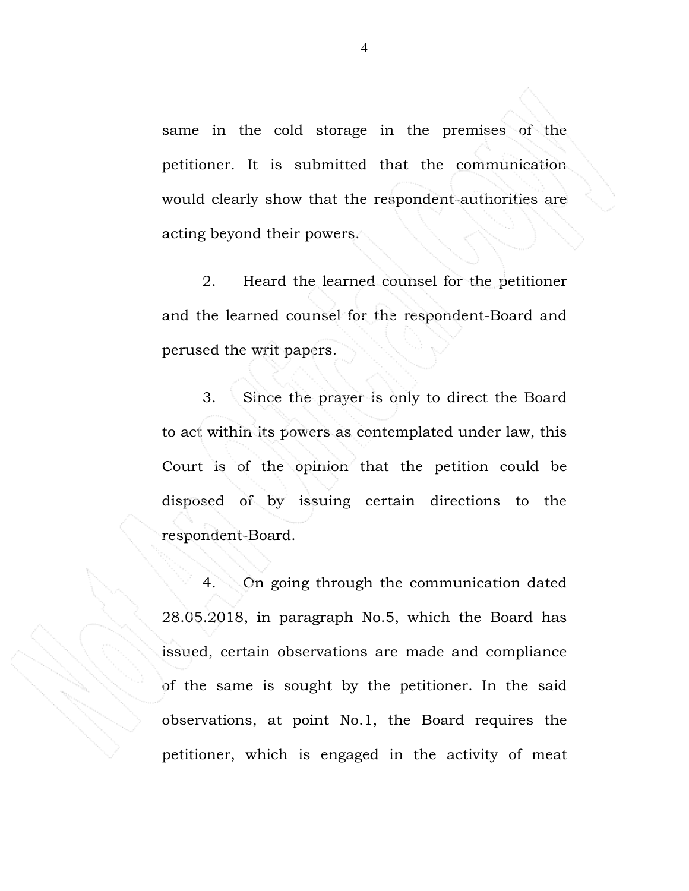same in the cold storage in the premises of the petitioner. It is submitted that the communication would clearly show that the respondent-authorities are acting beyond their powers.

2. Heard the learned counsel for the petitioner and the learned counsel for the respondent-Board and perused the writ papers.

3. Since the prayer is only to direct the Board to act within its powers as contemplated under law, this Court is of the opinion that the petition could be disposed of by issuing certain directions to the respondent-Board.

4. On going through the communication dated 28.05.2018, in paragraph No.5, which the Board has issued, certain observations are made and compliance of the same is sought by the petitioner. In the said observations, at point No.1, the Board requires the petitioner, which is engaged in the activity of meat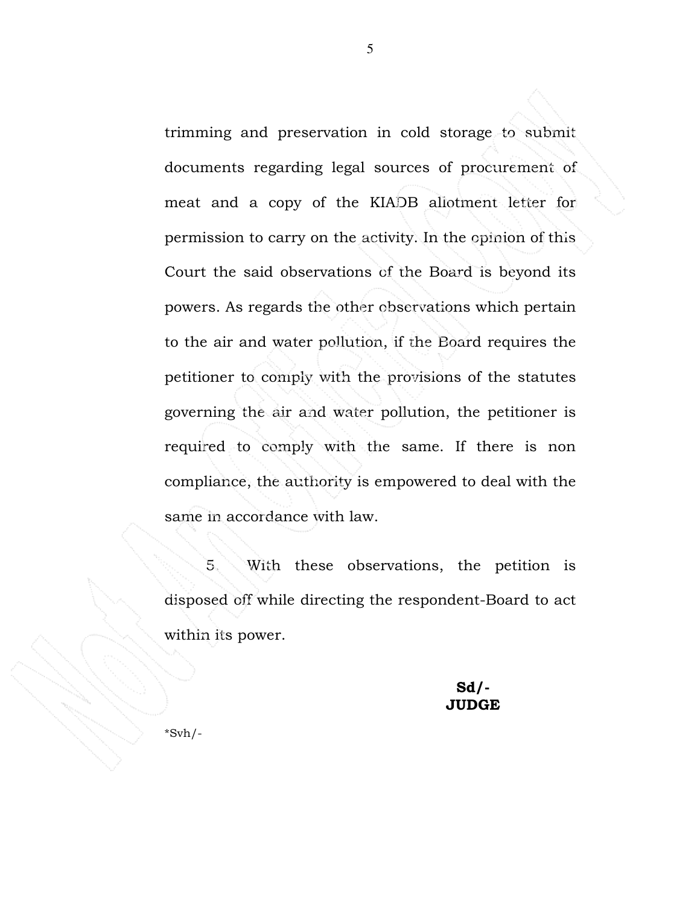trimming and preservation in cold storage to submit documents regarding legal sources of procurement of meat and a copy of the KIADB allotment letter for permission to carry on the activity. In the opinion of this Court the said observations of the Board is beyond its powers. As regards the other observations which pertain to the air and water pollution, if the Board requires the petitioner to comply with the provisions of the statutes governing the air and water pollution, the petitioner is required to comply with the same. If there is non compliance, the authority is empowered to deal with the same in accordance with law.

5. With these observations, the petition is disposed off while directing the respondent-Board to act within its power.

**Sd/-**
**JUDGE**

*Svh/-